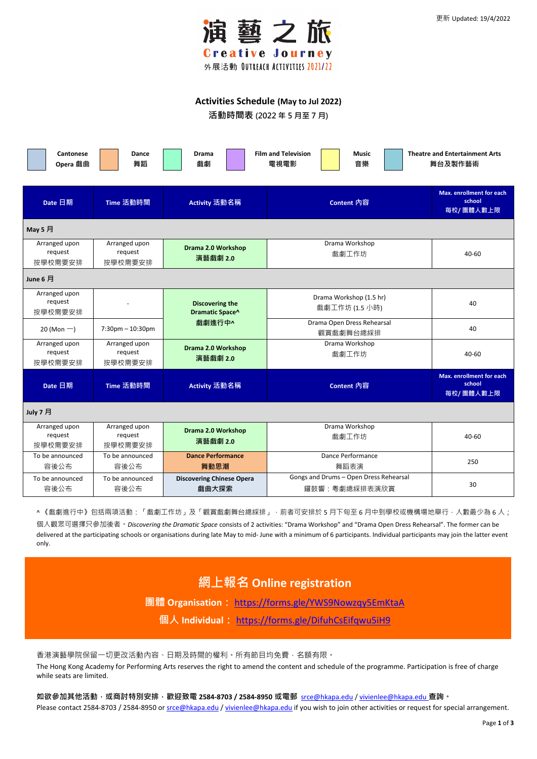更新 Updated: 19/4/2022

# 演藝之旅 Creative Journey

外展活動 OUTREACH ACTIVITIES 2021/22

## Activities Schedule (May to Jul 2022)

## 活動時間表 (2022 年 5 月至 7 月)

Cantonese Opera 戲曲 | Dance 舞蹈 | Drama 戲劇 | Film and Television 電視電影 | Music 音樂 | Theatre and Entertainment Arts 舞台及製作藝術

| Date 日期 | Time 活動時間 | Activity 活動名稱 | Content 內容 | Max. enrollment for each school 每校/ 團體人數上限 |
|---|---|---|---|---|
| **May 5 月** | | | | |
| Arranged upon request 按學校需要安排 | Arranged upon request 按學校需要安排 | **Drama 2.0 Workshop 演藝戲劇 2.0** | Drama Workshop 戲劇工作坊 | 40-60 |
| **June 6 月** | | | | |
| Arranged upon request 按學校需要安排 | - | **Discovering the Dramatic Space^ 戲劇進行中^** | Drama Workshop (1.5 hr) 戲劇工作坊 (1.5 小時) | 40 |
| 20 (Mon 一) | 7:30pm – 10:30pm | **Discovering the Dramatic Space^ 戲劇進行中^** | Drama Open Dress Rehearsal 觀賞戲劇舞台總綵排 | 40 |
| Arranged upon request 按學校需要安排 | Arranged upon request 按學校需要安排 | **Drama 2.0 Workshop 演藝戲劇 2.0** | Drama Workshop 戲劇工作坊 | 40-60 |
| **July 7 月** | | | | |
| Arranged upon request 按學校需要安排 | Arranged upon request 按學校需要安排 | **Drama 2.0 Workshop 演藝戲劇 2.0** | Drama Workshop 戲劇工作坊 | 40-60 |
| To be announced 容後公布 | To be announced 容後公布 | **Dance Performance 舞動思潮** | Dance Performance 舞蹈表演 | 250 |
| To be announced 容後公布 | To be announced 容後公布 | **Discovering Chinese Opera 戲曲大探索** | Gongs and Drums – Open Dress Rehearsal 鑼鼓響：粵劇總綵排表演欣賞 | 30 |

^《戲劇進行中》包括兩項活動：「戲劇工作坊」及「觀賞戲劇舞台總綵排」，前者可安排於 5 月下旬至 6 月中到學校或機構場地舉行，人數最少為 6 人；個人觀眾可選擇只參加後者。*Discovering the Dramatic Space* consists of 2 activities: "Drama Workshop" and "Drama Open Dress Rehearsal". The former can be delivered at the participating schools or organisations during late May to mid- June with a minimum of 6 participants. Individual participants may join the latter event only.

## 網上報名 Online registration

**團體 Organisation：** https://forms.gle/YWS9Nowzqy5EmKtaA

**個人 Individual：** https://forms.gle/DifuhCsEifqwu5iH9

香港演藝學院保留一切更改活動內容、日期及時間的權利。所有節目均免費，名額有限。

The Hong Kong Academy for Performing Arts reserves the right to amend the content and schedule of the programme. Participation is free of charge while seats are limited.

**如欲參加其他活動，或商討特別安排，歡迎致電 2584-8703 / 2584-8950 或電郵** srce@hkapa.edu / vivienlee@hkapa.edu **查詢。**

Please contact 2584-8703 / 2584-8950 or srce@hkapa.edu / vivienlee@hkapa.edu if you wish to join other activities or request for special arrangement.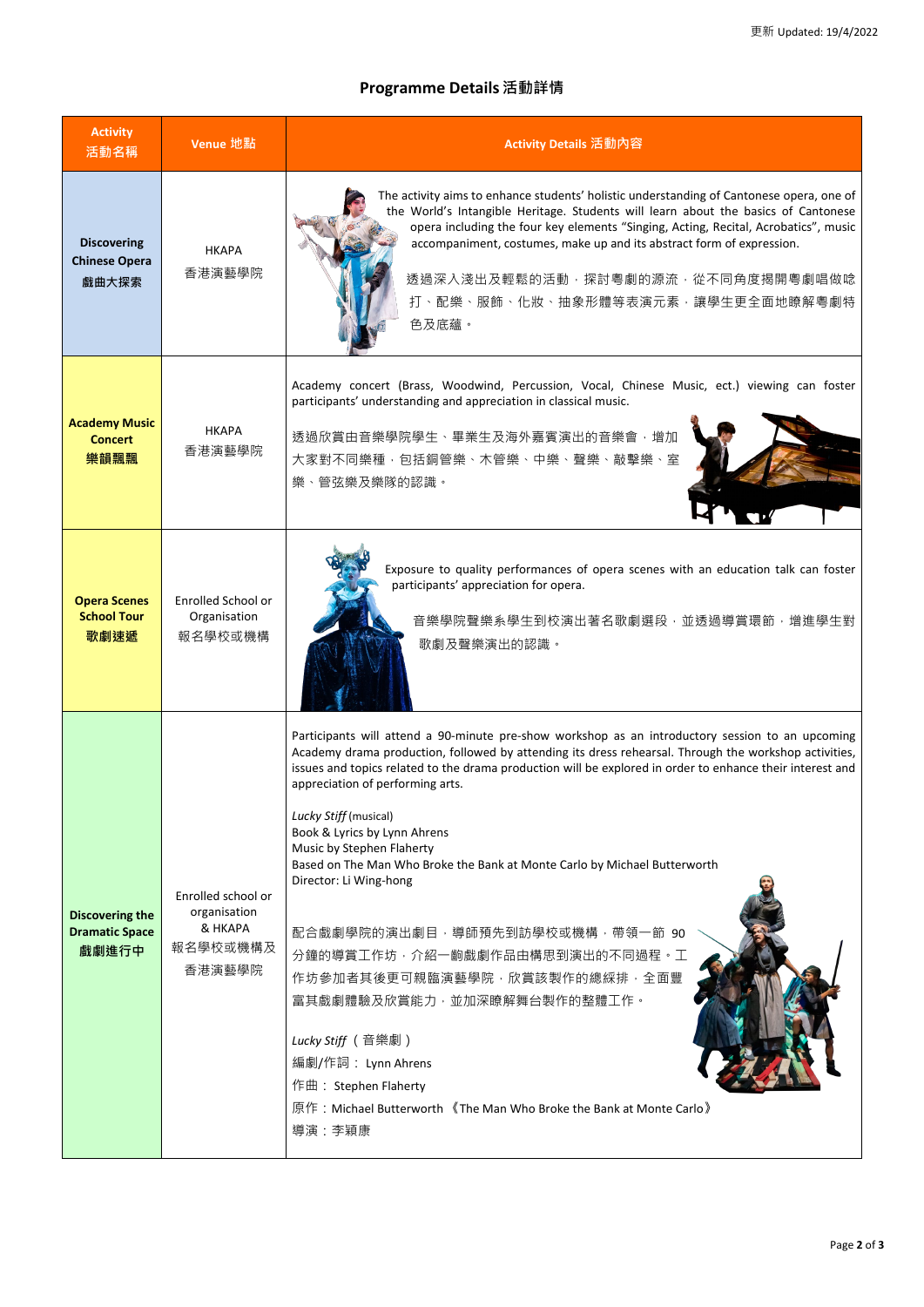# Programme Details 活動詳情

| Activity 活動名稱 | Venue 地點 | Activity Details 活動內容 |
|---|---|---|
| **Discovering Chinese Opera 戲曲大探索** | HKAPA 香港演藝學院 | The activity aims to enhance students' holistic understanding of Cantonese opera, one of the World's Intangible Heritage. Students will learn about the basics of Cantonese opera including the four key elements "Singing, Acting, Recital, Acrobatics", music accompaniment, costumes, make up and its abstract form of expression.<br><br>透過深入淺出及輕鬆的活動，探討粵劇的源流，從不同角度揭開粵劇唱做唸打、配樂、服飾、化妝、抽象形體等表演元素，讓學生更全面地瞭解粵劇特色及底蘊。 |
| **Academy Music Concert 樂韻飄飄** | HKAPA 香港演藝學院 | Academy concert (Brass, Woodwind, Percussion, Vocal, Chinese Music, ect.) viewing can foster participants' understanding and appreciation in classical music.<br><br>透過欣賞由音樂學院學生、畢業生及海外嘉賓演出的音樂會，增加大家對不同樂種，包括銅管樂、木管樂、中樂、聲樂、敲擊樂、室樂、管弦樂及樂隊的認識。 |
| **Opera Scenes School Tour 歌劇速遞** | Enrolled School or Organisation 報名學校或機構 | Exposure to quality performances of opera scenes with an education talk can foster participants' appreciation for opera.<br><br>音樂學院聲樂系學生到校演出著名歌劇選段，並透過導賞環節，增進學生對歌劇及聲樂演出的認識。 |
| **Discovering the Dramatic Space 戲劇進行中** | Enrolled school or organisation & HKAPA 報名學校或機構及香港演藝學院 | Participants will attend a 90-minute pre-show workshop as an introductory session to an upcoming Academy drama production, followed by attending its dress rehearsal. Through the workshop activities, issues and topics related to the drama production will be explored in order to enhance their interest and appreciation of performing arts.<br><br>*Lucky Stiff* (musical)<br>Book & Lyrics by Lynn Ahrens<br>Music by Stephen Flaherty<br>Based on The Man Who Broke the Bank at Monte Carlo by Michael Butterworth<br>Director: Li Wing-hong<br><br>配合戲劇學院的演出劇目，導師預先到訪學校或機構，帶領一節 90 分鐘的導賞工作坊，介紹一齣戲劇作品由構思到演出的不同過程。工作坊參加者其後更可親臨演藝學院，欣賞該製作的總綵排，全面豐富其戲劇體驗及欣賞能力，並加深瞭解舞台製作的整體工作。<br><br>*Lucky Stiff*（音樂劇）<br>編劇/作詞： Lynn Ahrens<br>作曲： Stephen Flaherty<br>原作：Michael Butterworth《The Man Who Broke the Bank at Monte Carlo》<br>導演：李穎康 |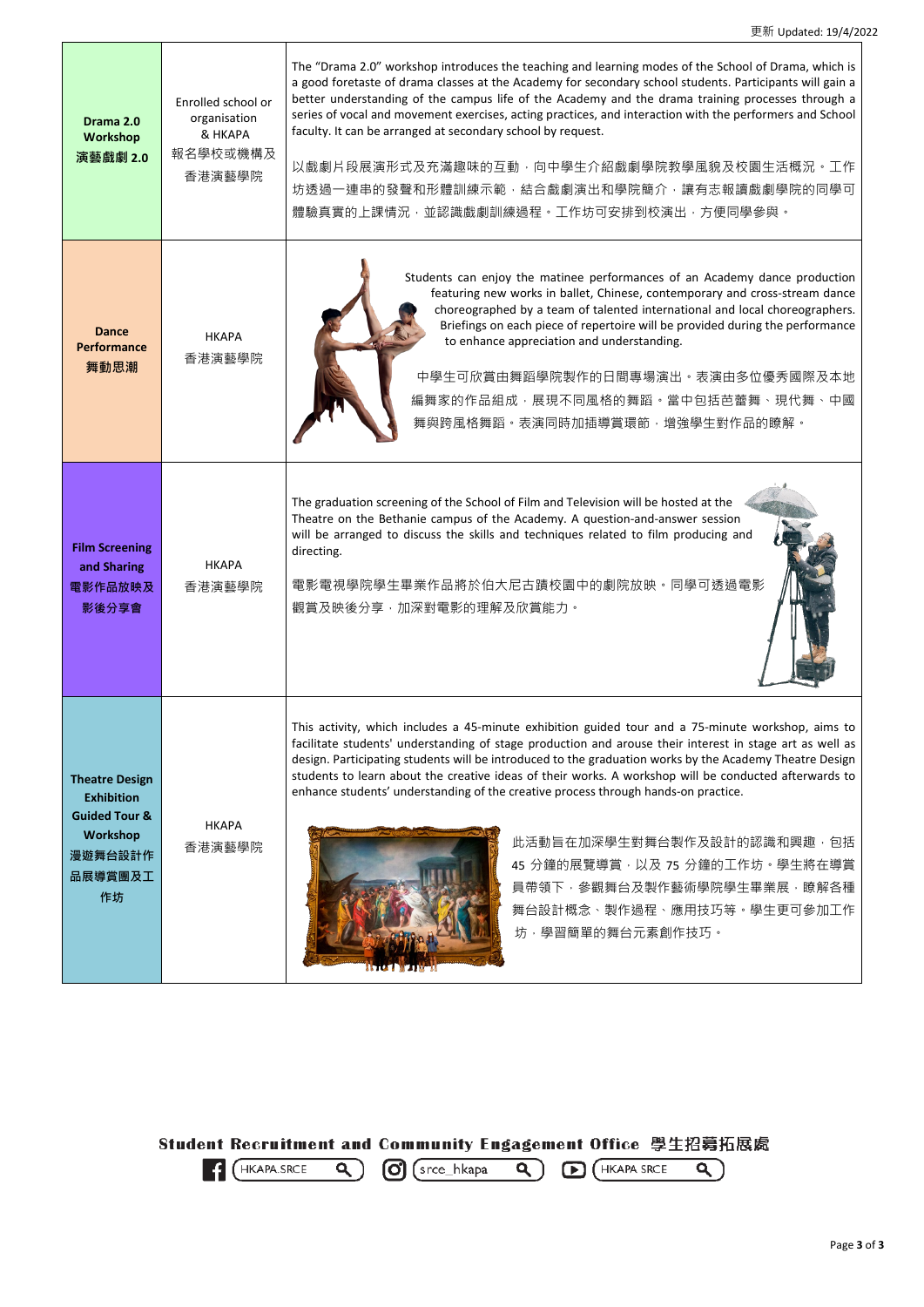更新 Updated: 19/4/2022

| | | |
|---|---|---|
| **Drama 2.0 Workshop 演藝戲劇 2.0** | Enrolled school or organisation & HKAPA 報名學校或機構及香港演藝學院 | The "Drama 2.0" workshop introduces the teaching and learning modes of the School of Drama, which is a good foretaste of drama classes at the Academy for secondary school students. Participants will gain a better understanding of the campus life of the Academy and the drama training processes through a series of vocal and movement exercises, acting practices, and interaction with the performers and School faculty. It can be arranged at secondary school by request.<br><br>以戲劇片段展演形式及充滿趣味的互動，向中學生介紹戲劇學院教學風貌及校園生活概況。工作坊透過一連串的發聲和形體訓練示範，結合戲劇演出和學院簡介，讓有志報讀戲劇學院的同學可體驗真實的上課情況，並認識戲劇訓練過程。工作坊可安排到校演出，方便同學參與。 |
| **Dance Performance 舞動思潮** | HKAPA 香港演藝學院 | Students can enjoy the matinee performances of an Academy dance production featuring new works in ballet, Chinese, contemporary and cross-stream dance choreographed by a team of talented international and local choreographers. Briefings on each piece of repertoire will be provided during the performance to enhance appreciation and understanding.<br><br>中學生可欣賞由舞蹈學院製作的日間專場演出。表演由多位優秀國際及本地編舞家的作品組成，展現不同風格的舞蹈。當中包括芭蕾舞、現代舞、中國舞與跨風格舞蹈。表演同時加插導賞環節，增強學生對作品的瞭解。 |
| **Film Screening and Sharing 電影作品放映及影後分享會** | HKAPA 香港演藝學院 | The graduation screening of the School of Film and Television will be hosted at the Theatre on the Bethanie campus of the Academy. A question-and-answer session will be arranged to discuss the skills and techniques related to film producing and directing.<br><br>電影電視學院學生畢業作品將於伯大尼古蹟校園中的劇院放映。同學可透過電影觀賞及映後分享，加深對電影的理解及欣賞能力。 |
| **Theatre Design Exhibition Guided Tour & Workshop 漫遊舞台設計作品展導賞團及工作坊** | HKAPA 香港演藝學院 | This activity, which includes a 45-minute exhibition guided tour and a 75-minute workshop, aims to facilitate students' understanding of stage production and arouse their interest in stage art as well as design. Participating students will be introduced to the graduation works by the Academy Theatre Design students to learn about the creative ideas of their works. A workshop will be conducted afterwards to enhance students' understanding of the creative process through hands-on practice.<br><br>此活動旨在加深學生對舞台製作及設計的認識和興趣，包括 45 分鐘的展覽導賞，以及 75 分鐘的工作坊。學生將在導賞員帶領下，參觀舞台及製作藝術學院學生畢業展，瞭解各種舞台設計概念、製作過程、應用技巧等。學生更可參加工作坊，學習簡單的舞台元素創作技巧。 |

**Student Recruitment and Community Engagement Office 學生招募拓展處**

HKAPA.SRCE | srce_hkapa | HKAPA SRCE